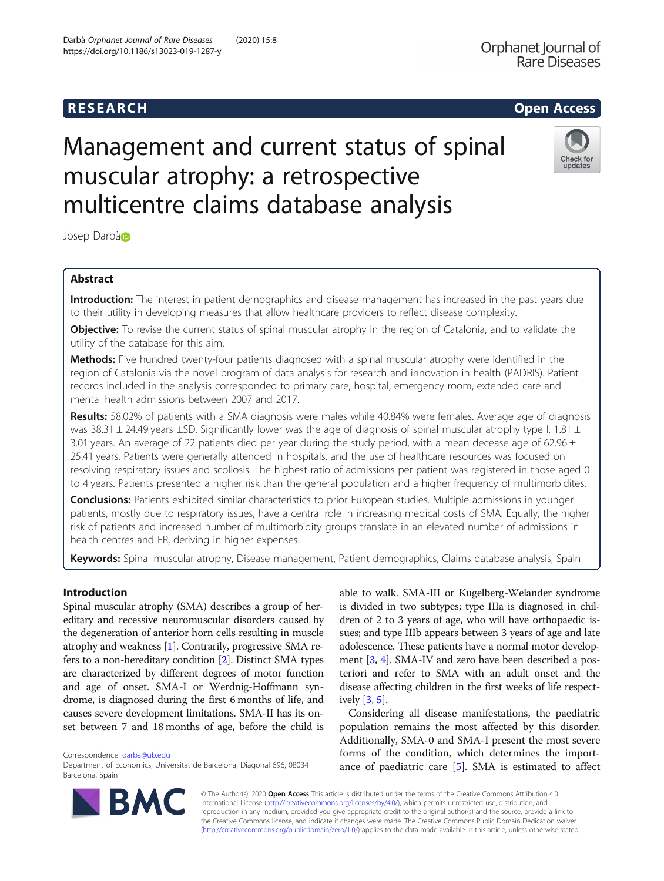# Management and current status of spinal muscular atrophy: a retrospective multicentre claims database analysis

Josep Darbà

## Abstract

**Introduction:** The interest in patient demographics and disease management has increased in the past years due to their utility in developing measures that allow healthcare providers to reflect disease complexity.

**Objective:** To revise the current status of spinal muscular atrophy in the region of Catalonia, and to validate the utility of the database for this aim.

**Methods:** Five hundred twenty-four patients diagnosed with a spinal muscular atrophy were identified in the region of Catalonia via the novel program of data analysis for research and innovation in health (PADRIS). Patient records included in the analysis corresponded to primary care, hospital, emergency room, extended care and mental health admissions between 2007 and 2017.

**Results:** 58.02% of patients with a SMA diagnosis were males while 40.84% were females. Average age of diagnosis was 38.31 ± 24.49 years ±SD. Significantly lower was the age of diagnosis of spinal muscular atrophy type I, 1.81 ± 3.01 years. An average of 22 patients died per year during the study period, with a mean decease age of 62.96 ± 25.41 years. Patients were generally attended in hospitals, and the use of healthcare resources was focused on resolving respiratory issues and scoliosis. The highest ratio of admissions per patient was registered in those aged 0 to 4 years. Patients presented a higher risk than the general population and a higher frequency of multimorbidites.

**Conclusions:** Patients exhibited similar characteristics to prior European studies. Multiple admissions in younger patients, mostly due to respiratory issues, have a central role in increasing medical costs of SMA. Equally, the higher risk of patients and increased number of multimorbidity groups translate in an elevated number of admissions in health centres and ER, deriving in higher expenses.

**Keywords:** Spinal muscular atrophy, Disease management, Patient demographics, Claims database analysis, Spain

## Introduction

Spinal muscular atrophy (SMA) describes a group of hereditary and recessive neuromuscular disorders caused by the degeneration of anterior horn cells resulting in muscle atrophy and weakness [1]. Contrarily, progressive SMA refers to a non-hereditary condition [2]. Distinct SMA types are characterized by different degrees of motor function and age of onset. SMA-I or Werdnig-Hoffmann syndrome, is diagnosed during the first 6 months of life, and causes severe development limitations. SMA-II has its onset between 7 and 18 months of age, before the child is able to walk. SMA-III or Kugelberg-Welander syndrome is divided in two subtypes; type IIIa is diagnosed in children of 2 to 3 years of age, who will have orthopaedic issues; and type IIIb appears between 3 years of age and late adolescence. These patients have a normal motor development [3, 4]. SMA-IV and zero have been described a posteriori and refer to SMA with an adult onset and the disease affecting children in the first weeks of life respectively [3, 5].

Considering all disease manifestations, the paediatric population remains the most affected by this disorder. Additionally, SMA-0 and SMA-I present the most severe forms of the condition, which determines the importance of paediatric care [5]. SMA is estimated to affect

Correspondence: darba@ub.edu
Department of Economics, Universitat de Barcelona, Diagonal 696, 08034 Barcelona, Spain

© The Author(s). 2020 **Open Access** This article is distributed under the terms of the Creative Commons Attribution 4.0 International License (http://creativecommons.org/licenses/by/4.0/), which permits unrestricted use, distribution, and reproduction in any medium, provided you give appropriate credit to the original author(s) and the source, provide a link to the Creative Commons license, and indicate if changes were made. The Creative Commons Public Domain Dedication waiver (http://creativecommons.org/publicdomain/zero/1.0/) applies to the data made available in this article, unless otherwise stated.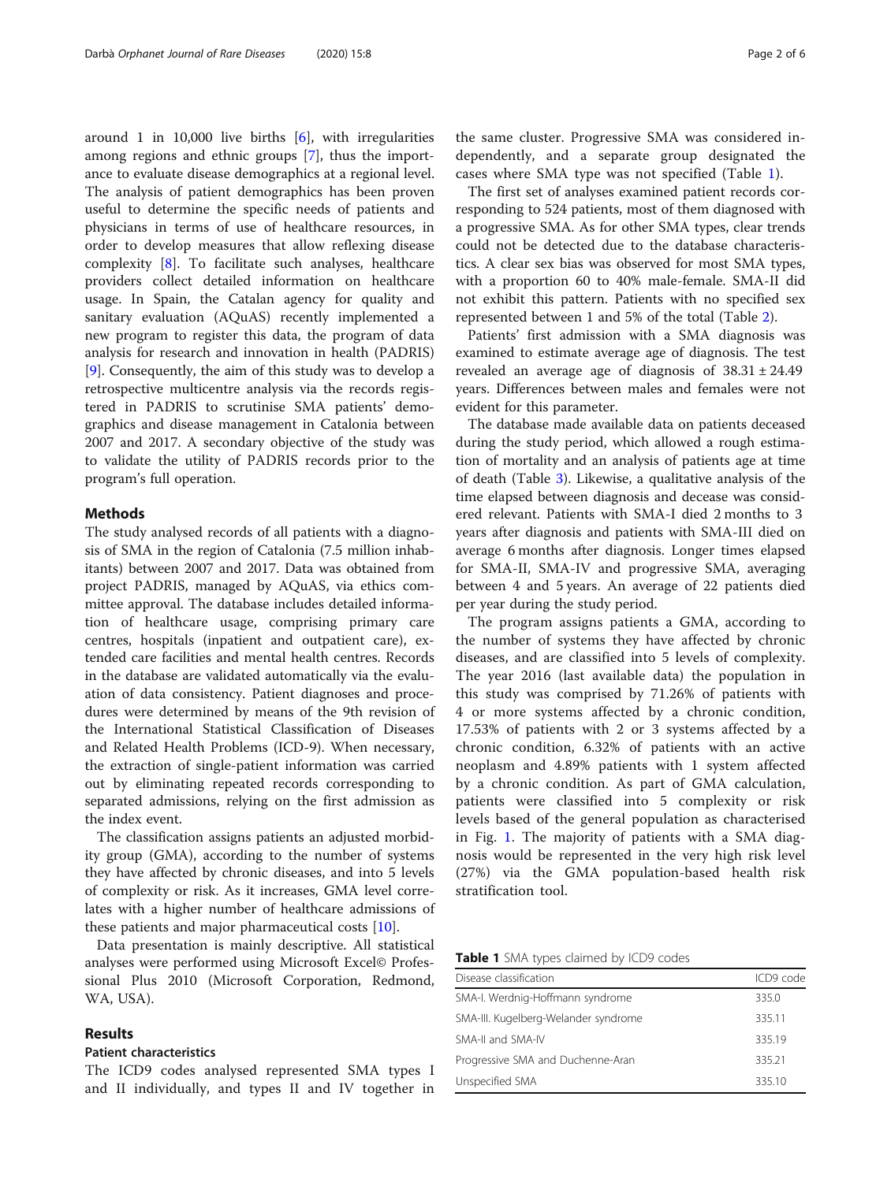around 1 in 10,000 live births [6], with irregularities among regions and ethnic groups [7], thus the importance to evaluate disease demographics at a regional level. The analysis of patient demographics has been proven useful to determine the specific needs of patients and physicians in terms of use of healthcare resources, in order to develop measures that allow reflexing disease complexity [8]. To facilitate such analyses, healthcare providers collect detailed information on healthcare usage. In Spain, the Catalan agency for quality and sanitary evaluation (AQuAS) recently implemented a new program to register this data, the program of data analysis for research and innovation in health (PADRIS) [9]. Consequently, the aim of this study was to develop a retrospective multicentre analysis via the records registered in PADRIS to scrutinise SMA patients' demographics and disease management in Catalonia between 2007 and 2017. A secondary objective of the study was to validate the utility of PADRIS records prior to the program's full operation.

## Methods

The study analysed records of all patients with a diagnosis of SMA in the region of Catalonia (7.5 million inhabitants) between 2007 and 2017. Data was obtained from project PADRIS, managed by AQuAS, via ethics committee approval. The database includes detailed information of healthcare usage, comprising primary care centres, hospitals (inpatient and outpatient care), extended care facilities and mental health centres. Records in the database are validated automatically via the evaluation of data consistency. Patient diagnoses and procedures were determined by means of the 9th revision of the International Statistical Classification of Diseases and Related Health Problems (ICD-9). When necessary, the extraction of single-patient information was carried out by eliminating repeated records corresponding to separated admissions, relying on the first admission as the index event.

The classification assigns patients an adjusted morbidity group (GMA), according to the number of systems they have affected by chronic diseases, and into 5 levels of complexity or risk. As it increases, GMA level correlates with a higher number of healthcare admissions of these patients and major pharmaceutical costs [10].

Data presentation is mainly descriptive. All statistical analyses were performed using Microsoft Excel© Professional Plus 2010 (Microsoft Corporation, Redmond, WA, USA).

## Results

### Patient characteristics

The ICD9 codes analysed represented SMA types I and II individually, and types II and IV together in the same cluster. Progressive SMA was considered independently, and a separate group designated the cases where SMA type was not specified (Table 1).

The first set of analyses examined patient records corresponding to 524 patients, most of them diagnosed with a progressive SMA. As for other SMA types, clear trends could not be detected due to the database characteristics. A clear sex bias was observed for most SMA types, with a proportion 60 to 40% male-female. SMA-II did not exhibit this pattern. Patients with no specified sex represented between 1 and 5% of the total (Table 2).

Patients' first admission with a SMA diagnosis was examined to estimate average age of diagnosis. The test revealed an average age of diagnosis of $38.31 \pm 24.49$ years. Differences between males and females were not evident for this parameter.

The database made available data on patients deceased during the study period, which allowed a rough estimation of mortality and an analysis of patients age at time of death (Table 3). Likewise, a qualitative analysis of the time elapsed between diagnosis and decease was considered relevant. Patients with SMA-I died 2 months to 3 years after diagnosis and patients with SMA-III died on average 6 months after diagnosis. Longer times elapsed for SMA-II, SMA-IV and progressive SMA, averaging between 4 and 5 years. An average of 22 patients died per year during the study period.

The program assigns patients a GMA, according to the number of systems they have affected by chronic diseases, and are classified into 5 levels of complexity. The year 2016 (last available data) the population in this study was comprised by 71.26% of patients with 4 or more systems affected by a chronic condition, 17.53% of patients with 2 or 3 systems affected by a chronic condition, 6.32% of patients with an active neoplasm and 4.89% patients with 1 system affected by a chronic condition. As part of GMA calculation, patients were classified into 5 complexity or risk levels based of the general population as characterised in Fig. 1. The majority of patients with a SMA diagnosis would be represented in the very high risk level (27%) via the GMA population-based health risk stratification tool.

**Table 1** SMA types claimed by ICD9 codes

| Disease classification | ICD9 code |
|---|---|
| SMA-I. Werdnig-Hoffmann syndrome | 335.0 |
| SMA-III. Kugelberg-Welander syndrome | 335.11 |
| SMA-II and SMA-IV | 335.19 |
| Progressive SMA and Duchenne-Aran | 335.21 |
| Unspecified SMA | 335.10 |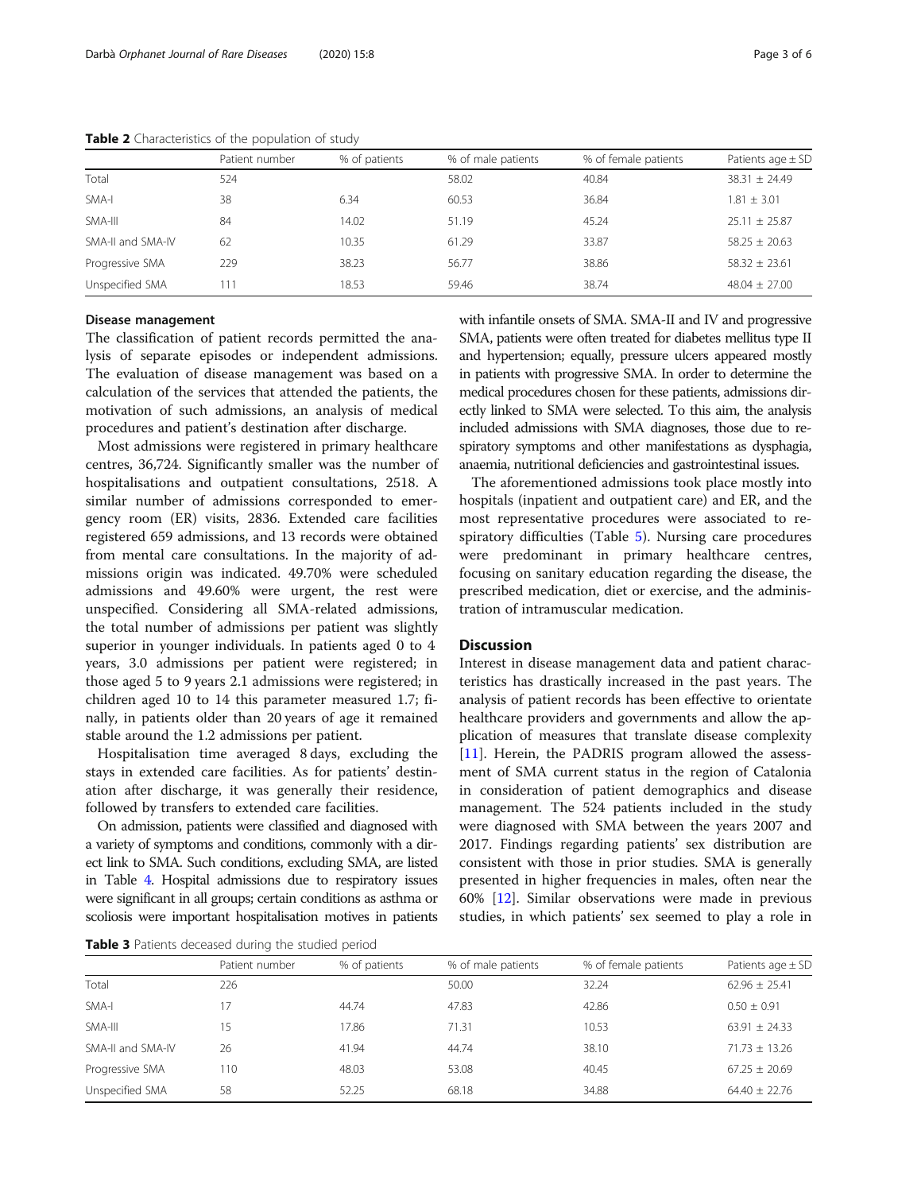**Table 2** Characteristics of the population of study

| | Patient number | % of patients | % of male patients | % of female patients | Patients age ± SD |
|---|---|---|---|---|---|
| Total | 524 | | 58.02 | 40.84 | 38.31 ± 24.49 |
| SMA-I | 38 | 6.34 | 60.53 | 36.84 | 1.81 ± 3.01 |
| SMA-III | 84 | 14.02 | 51.19 | 45.24 | 25.11 ± 25.87 |
| SMA-II and SMA-IV | 62 | 10.35 | 61.29 | 33.87 | 58.25 ± 20.63 |
| Progressive SMA | 229 | 38.23 | 56.77 | 38.86 | 58.32 ± 23.61 |
| Unspecified SMA | 111 | 18.53 | 59.46 | 38.74 | 48.04 ± 27.00 |

### Disease management

The classification of patient records permitted the analysis of separate episodes or independent admissions. The evaluation of disease management was based on a calculation of the services that attended the patients, the motivation of such admissions, an analysis of medical procedures and patient's destination after discharge.

Most admissions were registered in primary healthcare centres, 36,724. Significantly smaller was the number of hospitalisations and outpatient consultations, 2518. A similar number of admissions corresponded to emergency room (ER) visits, 2836. Extended care facilities registered 659 admissions, and 13 records were obtained from mental care consultations. In the majority of admissions origin was indicated. 49.70% were scheduled admissions and 49.60% were urgent, the rest were unspecified. Considering all SMA-related admissions, the total number of admissions per patient was slightly superior in younger individuals. In patients aged 0 to 4 years, 3.0 admissions per patient were registered; in those aged 5 to 9 years 2.1 admissions were registered; in children aged 10 to 14 this parameter measured 1.7; finally, in patients older than 20 years of age it remained stable around the 1.2 admissions per patient.

Hospitalisation time averaged 8 days, excluding the stays in extended care facilities. As for patients' destination after discharge, it was generally their residence, followed by transfers to extended care facilities.

On admission, patients were classified and diagnosed with a variety of symptoms and conditions, commonly with a direct link to SMA. Such conditions, excluding SMA, are listed in Table 4. Hospital admissions due to respiratory issues were significant in all groups; certain conditions as asthma or scoliosis were important hospitalisation motives in patients with infantile onsets of SMA. SMA-II and IV and progressive SMA, patients were often treated for diabetes mellitus type II and hypertension; equally, pressure ulcers appeared mostly in patients with progressive SMA. In order to determine the medical procedures chosen for these patients, admissions directly linked to SMA were selected. To this aim, the analysis included admissions with SMA diagnoses, those due to respiratory symptoms and other manifestations as dysphagia, anaemia, nutritional deficiencies and gastrointestinal issues.

The aforementioned admissions took place mostly into hospitals (inpatient and outpatient care) and ER, and the most representative procedures were associated to respiratory difficulties (Table 5). Nursing care procedures were predominant in primary healthcare centres, focusing on sanitary education regarding the disease, the prescribed medication, diet or exercise, and the administration of intramuscular medication.

## Discussion

Interest in disease management data and patient characteristics has drastically increased in the past years. The analysis of patient records has been effective to orientate healthcare providers and governments and allow the application of measures that translate disease complexity [11]. Herein, the PADRIS program allowed the assessment of SMA current status in the region of Catalonia in consideration of patient demographics and disease management. The 524 patients included in the study were diagnosed with SMA between the years 2007 and 2017. Findings regarding patients' sex distribution are consistent with those in prior studies. SMA is generally presented in higher frequencies in males, often near the 60% [12]. Similar observations were made in previous studies, in which patients' sex seemed to play a role in

**Table 3** Patients deceased during the studied period

| | Patient number | % of patients | % of male patients | % of female patients | Patients age ± SD |
|---|---|---|---|---|---|
| Total | 226 | | 50.00 | 32.24 | 62.96 ± 25.41 |
| SMA-I | 17 | 44.74 | 47.83 | 42.86 | 0.50 ± 0.91 |
| SMA-III | 15 | 17.86 | 71.31 | 10.53 | 63.91 ± 24.33 |
| SMA-II and SMA-IV | 26 | 41.94 | 44.74 | 38.10 | 71.73 ± 13.26 |
| Progressive SMA | 110 | 48.03 | 53.08 | 40.45 | 67.25 ± 20.69 |
| Unspecified SMA | 58 | 52.25 | 68.18 | 34.88 | 64.40 ± 22.76 |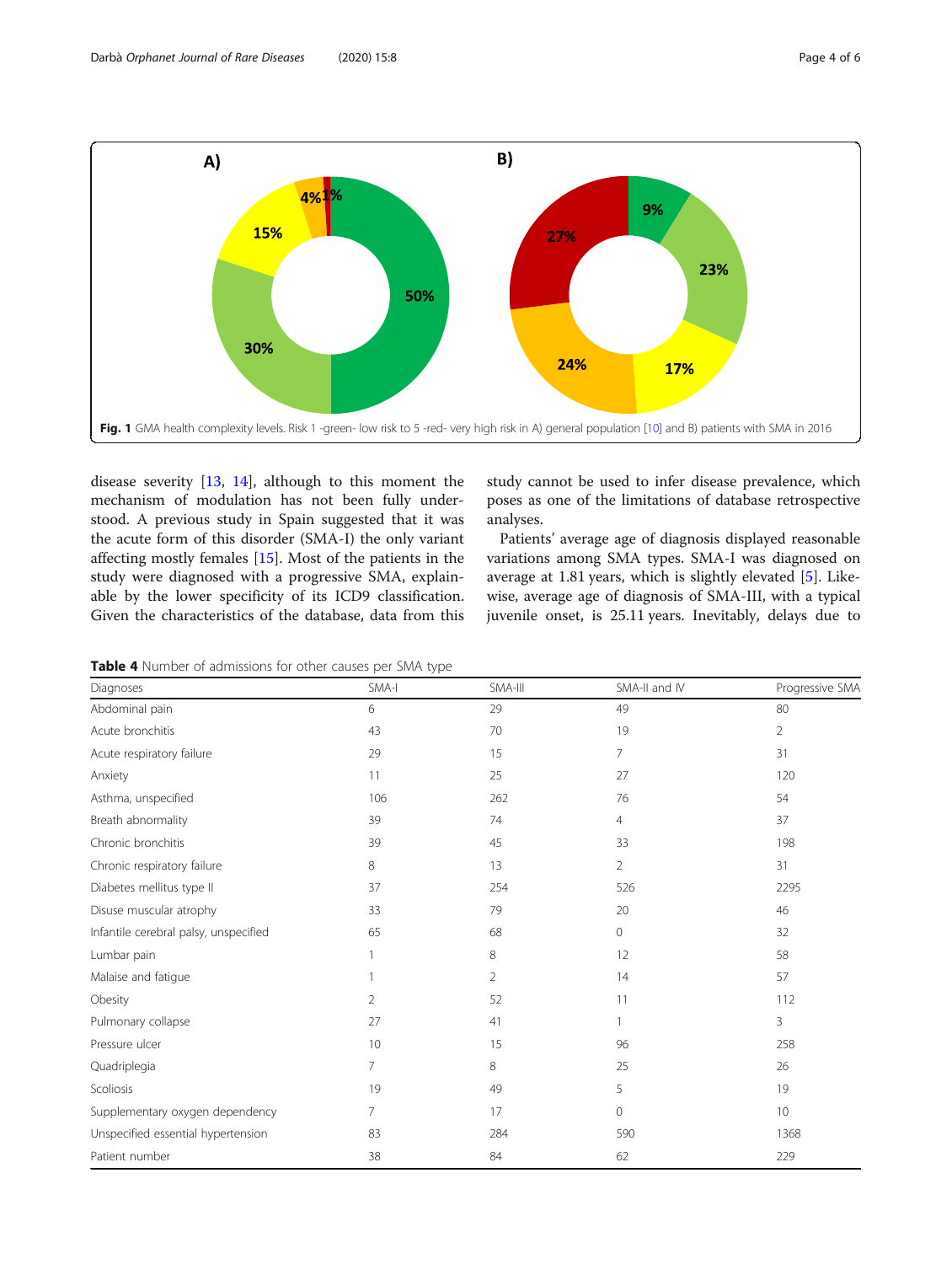Fig. 1 GMA health complexity levels. Risk 1 -green- low risk to 5 -red- very high risk in A) general population [10] and B) patients with SMA in 2016

disease severity [13, 14], although to this moment the mechanism of modulation has not been fully understood. A previous study in Spain suggested that it was the acute form of this disorder (SMA-I) the only variant affecting mostly females [15]. Most of the patients in the study were diagnosed with a progressive SMA, explainable by the lower specificity of its ICD9 classification. Given the characteristics of the database, data from this study cannot be used to infer disease prevalence, which poses as one of the limitations of database retrospective analyses.

Patients' average age of diagnosis displayed reasonable variations among SMA types. SMA-I was diagnosed on average at 1.81 years, which is slightly elevated [5]. Likewise, average age of diagnosis of SMA-III, with a typical juvenile onset, is 25.11 years. Inevitably, delays due to

**Table 4** Number of admissions for other causes per SMA type

| Diagnoses | SMA-I | SMA-III | SMA-II and IV | Progressive SMA |
|---|---|---|---|---|
| Abdominal pain | 6 | 29 | 49 | 80 |
| Acute bronchitis | 43 | 70 | 19 | 2 |
| Acute respiratory failure | 29 | 15 | 7 | 31 |
| Anxiety | 11 | 25 | 27 | 120 |
| Asthma, unspecified | 106 | 262 | 76 | 54 |
| Breath abnormality | 39 | 74 | 4 | 37 |
| Chronic bronchitis | 39 | 45 | 33 | 198 |
| Chronic respiratory failure | 8 | 13 | 2 | 31 |
| Diabetes mellitus type II | 37 | 254 | 526 | 2295 |
| Disuse muscular atrophy | 33 | 79 | 20 | 46 |
| Infantile cerebral palsy, unspecified | 65 | 68 | 0 | 32 |
| Lumbar pain | 1 | 8 | 12 | 58 |
| Malaise and fatigue | 1 | 2 | 14 | 57 |
| Obesity | 2 | 52 | 11 | 112 |
| Pulmonary collapse | 27 | 41 | 1 | 3 |
| Pressure ulcer | 10 | 15 | 96 | 258 |
| Quadriplegia | 7 | 8 | 25 | 26 |
| Scoliosis | 19 | 49 | 5 | 19 |
| Supplementary oxygen dependency | 7 | 17 | 0 | 10 |
| Unspecified essential hypertension | 83 | 284 | 590 | 1368 |
| Patient number | 38 | 84 | 62 | 229 |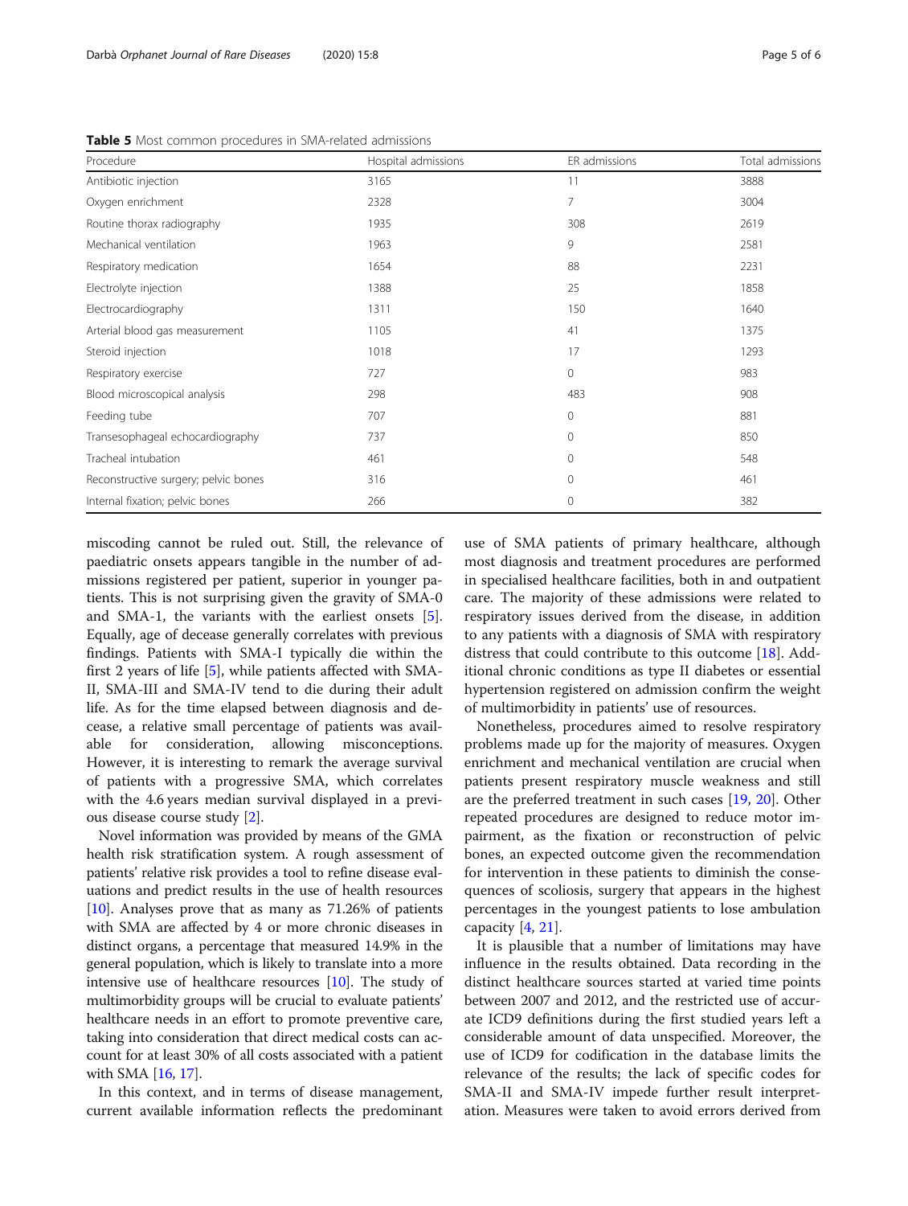**Table 5** Most common procedures in SMA-related admissions

| Procedure | Hospital admissions | ER admissions | Total admissions |
|---|---|---|---|
| Antibiotic injection | 3165 | 11 | 3888 |
| Oxygen enrichment | 2328 | 7 | 3004 |
| Routine thorax radiography | 1935 | 308 | 2619 |
| Mechanical ventilation | 1963 | 9 | 2581 |
| Respiratory medication | 1654 | 88 | 2231 |
| Electrolyte injection | 1388 | 25 | 1858 |
| Electrocardiography | 1311 | 150 | 1640 |
| Arterial blood gas measurement | 1105 | 41 | 1375 |
| Steroid injection | 1018 | 17 | 1293 |
| Respiratory exercise | 727 | 0 | 983 |
| Blood microscopical analysis | 298 | 483 | 908 |
| Feeding tube | 707 | 0 | 881 |
| Transesophageal echocardiography | 737 | 0 | 850 |
| Tracheal intubation | 461 | 0 | 548 |
| Reconstructive surgery; pelvic bones | 316 | 0 | 461 |
| Internal fixation; pelvic bones | 266 | 0 | 382 |

miscoding cannot be ruled out. Still, the relevance of paediatric onsets appears tangible in the number of admissions registered per patient, superior in younger patients. This is not surprising given the gravity of SMA-0 and SMA-1, the variants with the earliest onsets [5]. Equally, age of decease generally correlates with previous findings. Patients with SMA-I typically die within the first 2 years of life [5], while patients affected with SMA-II, SMA-III and SMA-IV tend to die during their adult life. As for the time elapsed between diagnosis and decease, a relative small percentage of patients was available for consideration, allowing misconceptions. However, it is interesting to remark the average survival of patients with a progressive SMA, which correlates with the 4.6 years median survival displayed in a previous disease course study [2].

Novel information was provided by means of the GMA health risk stratification system. A rough assessment of patients' relative risk provides a tool to refine disease evaluations and predict results in the use of health resources [10]. Analyses prove that as many as 71.26% of patients with SMA are affected by 4 or more chronic diseases in distinct organs, a percentage that measured 14.9% in the general population, which is likely to translate into a more intensive use of healthcare resources [10]. The study of multimorbidity groups will be crucial to evaluate patients' healthcare needs in an effort to promote preventive care, taking into consideration that direct medical costs can account for at least 30% of all costs associated with a patient with SMA [16, 17].

In this context, and in terms of disease management, current available information reflects the predominant use of SMA patients of primary healthcare, although most diagnosis and treatment procedures are performed in specialised healthcare facilities, both in and outpatient care. The majority of these admissions were related to respiratory issues derived from the disease, in addition to any patients with a diagnosis of SMA with respiratory distress that could contribute to this outcome [18]. Additional chronic conditions as type II diabetes or essential hypertension registered on admission confirm the weight of multimorbidity in patients' use of resources.

Nonetheless, procedures aimed to resolve respiratory problems made up for the majority of measures. Oxygen enrichment and mechanical ventilation are crucial when patients present respiratory muscle weakness and still are the preferred treatment in such cases [19, 20]. Other repeated procedures are designed to reduce motor impairment, as the fixation or reconstruction of pelvic bones, an expected outcome given the recommendation for intervention in these patients to diminish the consequences of scoliosis, surgery that appears in the highest percentages in the youngest patients to lose ambulation capacity [4, 21].

It is plausible that a number of limitations may have influence in the results obtained. Data recording in the distinct healthcare sources started at varied time points between 2007 and 2012, and the restricted use of accurate ICD9 definitions during the first studied years left a considerable amount of data unspecified. Moreover, the use of ICD9 for codification in the database limits the relevance of the results; the lack of specific codes for SMA-II and SMA-IV impede further result interpretation. Measures were taken to avoid errors derived from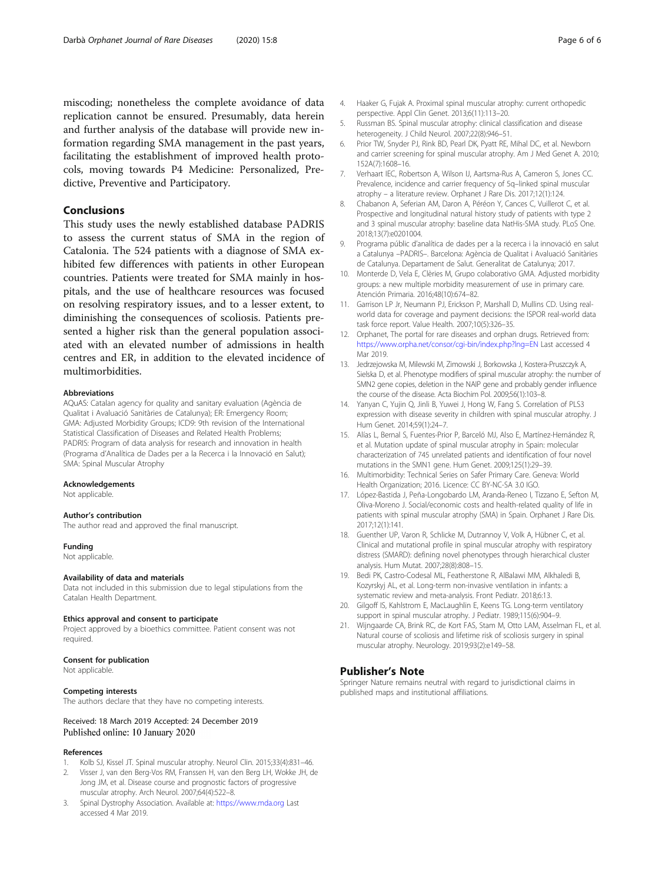miscoding; nonetheless the complete avoidance of data replication cannot be ensured. Presumably, data herein and further analysis of the database will provide new information regarding SMA management in the past years, facilitating the establishment of improved health protocols, moving towards P4 Medicine: Personalized, Predictive, Preventive and Participatory.

## Conclusions

This study uses the newly established database PADRIS to assess the current status of SMA in the region of Catalonia. The 524 patients with a diagnose of SMA exhibited few differences with patients in other European countries. Patients were treated for SMA mainly in hospitals, and the use of healthcare resources was focused on resolving respiratory issues, and to a lesser extent, to diminishing the consequences of scoliosis. Patients presented a higher risk than the general population associated with an elevated number of admissions in health centres and ER, in addition to the elevated incidence of multimorbidities.

#### Abbreviations

AQuAS: Catalan agency for quality and sanitary evaluation (Agència de Qualitat i Avaluació Sanitàries de Catalunya); ER: Emergency Room; GMA: Adjusted Morbidity Groups; ICD9: 9th revision of the International Statistical Classification of Diseases and Related Health Problems; PADRIS: Program of data analysis for research and innovation in health (Programa d'Analítica de Dades per a la Recerca i la Innovació en Salut); SMA: Spinal Muscular Atrophy

#### Acknowledgements

Not applicable.

#### Author's contribution

The author read and approved the final manuscript.

#### Funding

Not applicable.

#### Availability of data and materials

Data not included in this submission due to legal stipulations from the Catalan Health Department.

#### Ethics approval and consent to participate

Project approved by a bioethics committee. Patient consent was not required.

#### Consent for publication

Not applicable.

#### Competing interests

The authors declare that they have no competing interests.

Received: 18 March 2019 Accepted: 24 December 2019
Published online: 10 January 2020

#### References

1. Kolb SJ, Kissel JT. Spinal muscular atrophy. Neurol Clin. 2015;33(4):831–46.
2. Visser J, van den Berg-Vos RM, Franssen H, van den Berg LH, Wokke JH, de Jong JM, et al. Disease course and prognostic factors of progressive muscular atrophy. Arch Neurol. 2007;64(4):522–8.
3. Spinal Dystrophy Association. Available at: https://www.mda.org Last accessed 4 Mar 2019.
4. Haaker G, Fujak A. Proximal spinal muscular atrophy: current orthopedic perspective. Appl Clin Genet. 2013;6(11):113–20.
5. Russman BS. Spinal muscular atrophy: clinical classification and disease heterogeneity. J Child Neurol. 2007;22(8):946–51.
6. Prior TW, Snyder PJ, Rink BD, Pearl DK, Pyatt RE, Mihal DC, et al. Newborn and carrier screening for spinal muscular atrophy. Am J Med Genet A. 2010; 152A(7):1608–16.
7. Verhaart IEC, Robertson A, Wilson IJ, Aartsma-Rus A, Cameron S, Jones CC. Prevalence, incidence and carrier frequency of 5q–linked spinal muscular atrophy – a literature review. Orphanet J Rare Dis. 2017;12(1):124.
8. Chabanon A, Seferian AM, Daron A, Péréon Y, Cances C, Vuillerot C, et al. Prospective and longitudinal natural history study of patients with type 2 and 3 spinal muscular atrophy: baseline data NatHis-SMA study. PLoS One. 2018;13(7):e0201004.
9. Programa públic d'analítica de dades per a la recerca i la innovació en salut a Catalunya –PADRIS–. Barcelona: Agència de Qualitat i Avaluació Sanitàries de Catalunya. Departament de Salut. Generalitat de Catalunya; 2017.
10. Monterde D, Vela E, Clèries M, Grupo colaborativo GMA. Adjusted morbidity groups: a new multiple morbidity measurement of use in primary care. Atención Primaria. 2016;48(10):674–82.
11. Garrison LP Jr, Neumann PJ, Erickson P, Marshall D, Mullins CD. Using real-world data for coverage and payment decisions: the ISPOR real-world data task force report. Value Health. 2007;10(5):326–35.
12. Orphanet, The portal for rare diseases and orphan drugs. Retrieved from: https://www.orpha.net/consor/cgi-bin/index.php?lng=EN Last accessed 4 Mar 2019.
13. Jedrzejowska M, Milewski M, Zimowski J, Borkowska J, Kostera-Pruszczyk A, Sielska D, et al. Phenotype modifiers of spinal muscular atrophy: the number of SMN2 gene copies, deletion in the NAIP gene and probably gender influence the course of the disease. Acta Biochim Pol. 2009;56(1):103–8.
14. Yanyan C, Yujin Q, Jinli B, Yuwei J, Hong W, Fang S. Correlation of PLS3 expression with disease severity in children with spinal muscular atrophy. J Hum Genet. 2014;59(1):24–7.
15. Alías L, Bernal S, Fuentes-Prior P, Barceló MJ, Also E, Martínez-Hernández R, et al. Mutation update of spinal muscular atrophy in Spain: molecular characterization of 745 unrelated patients and identification of four novel mutations in the SMN1 gene. Hum Genet. 2009;125(1):29–39.
16. Multimorbidity: Technical Series on Safer Primary Care. Geneva: World Health Organization; 2016. Licence: CC BY-NC-SA 3.0 IGO.
17. López-Bastida J, Peña-Longobardo LM, Aranda-Reneo I, Tizzano E, Sefton M, Oliva-Moreno J. Social/economic costs and health-related quality of life in patients with spinal muscular atrophy (SMA) in Spain. Orphanet J Rare Dis. 2017;12(1):141.
18. Guenther UP, Varon R, Schlicke M, Dutrannoy V, Volk A, Hübner C, et al. Clinical and mutational profile in spinal muscular atrophy with respiratory distress (SMARD): defining novel phenotypes through hierarchical cluster analysis. Hum Mutat. 2007;28(8):808–15.
19. Bedi PK, Castro-Codesal ML, Featherstone R, AlBalawi MM, Alkhaledi B, Kozyrskyj AL, et al. Long-term non-invasive ventilation in infants: a systematic review and meta-analysis. Front Pediatr. 2018;6:13.
20. Gilgoff IS, Kahlstrom E, MacLaughlin E, Keens TG. Long-term ventilatory support in spinal muscular atrophy. J Pediatr. 1989;115(6):904–9.
21. Wijngaarde CA, Brink RC, de Kort FAS, Stam M, Otto LAM, Asselman FL, et al. Natural course of scoliosis and lifetime risk of scoliosis surgery in spinal muscular atrophy. Neurology. 2019;93(2):e149–58.

## Publisher's Note

Springer Nature remains neutral with regard to jurisdictional claims in published maps and institutional affiliations.